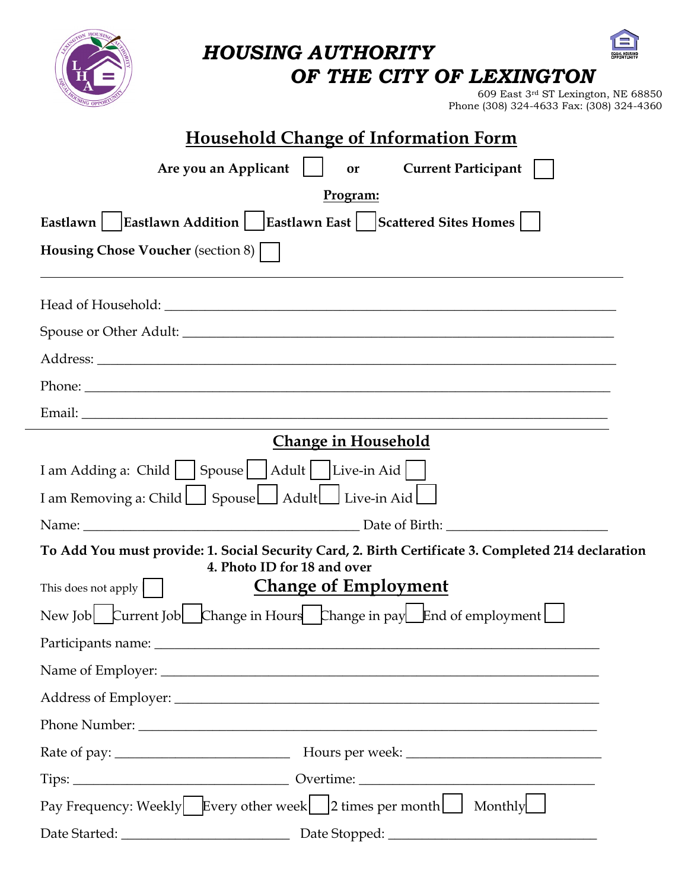# HOUSING AUTHORITY OF THE CITY OF LEXINGTON

609 East 3rd ST Lexington, NE 68850
Phone (308) 324-4633 Fax: (308) 324-4360

## Household Change of Information Form

**Are you an Applicant** ☐ **or** **Current Participant** ☐

**Program:**

**Eastlawn** ☐ **Eastlawn Addition** ☐ **Eastlawn East** ☐ **Scattered Sites Homes** ☐

**Housing Chose Voucher** (section 8) ☐

---

Head of Household: ____________________

Spouse or Other Adult: ____________________

Address: ____________________

Phone: ____________________

Email: ____________________

---

## Change in Household

I am Adding a: Child ☐ Spouse ☐ Adult ☐ Live-in Aid ☐

I am Removing a: Child ☐ Spouse ☐ Adult ☐ Live-in Aid ☐

Name: ____________________ Date of Birth: ____________________

**To Add You must provide: 1. Social Security Card, 2. Birth Certificate 3. Completed 214 declaration 4. Photo ID for 18 and over**

This does not apply ☐

## Change of Employment

New Job ☐ Current Job ☐ Change in Hours ☐ Change in pay ☐ End of employment ☐

Participants name: ____________________

Name of Employer: ____________________

Address of Employer: ____________________

Phone Number: ____________________

Rate of pay: ____________________ Hours per week: ____________________

Tips: ____________________ Overtime: ____________________

Pay Frequency: Weekly ☐ Every other week ☐ 2 times per month ☐ Monthly ☐

Date Started: ____________________ Date Stopped: ____________________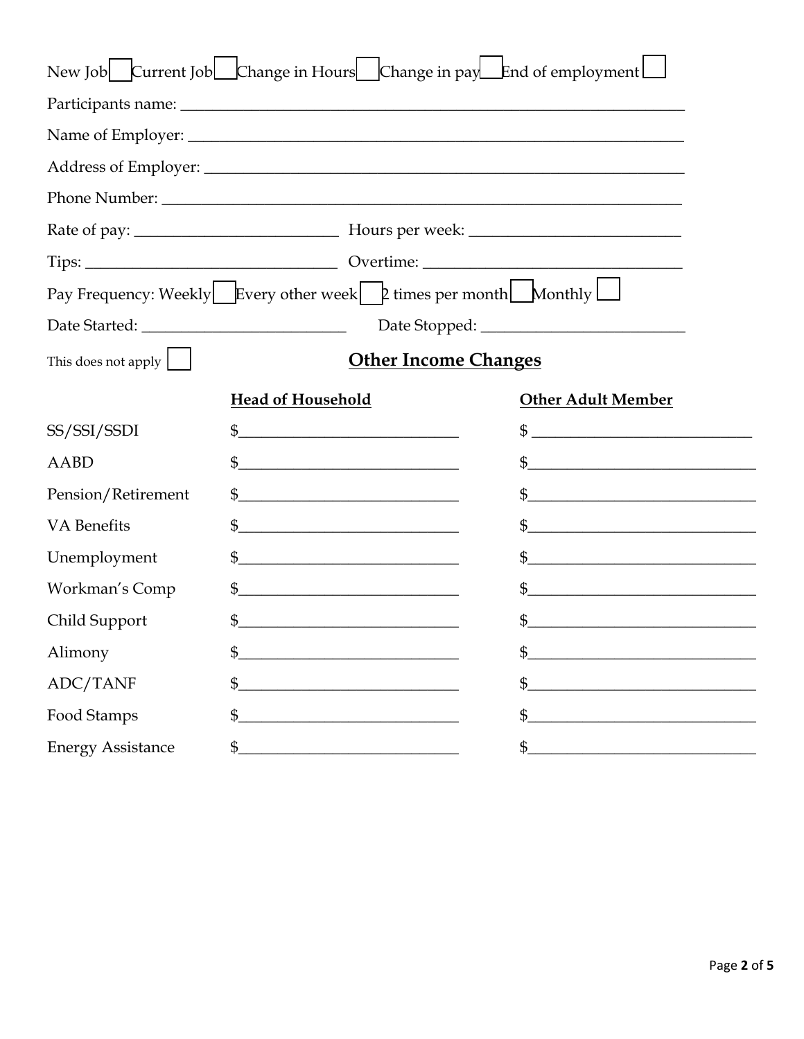New Job ☐ Current Job ☐ Change in Hours ☐ Change in pay ☐ End of employment ☐

Participants name: ______________________________________________________________

Name of Employer: ______________________________________________________________

Address of Employer: ____________________________________________________________

Phone Number: _________________________________________________________________

Rate of pay: _________________________ Hours per week: __________________________

Tips: _______________________________ Overtime: ________________________________

Pay Frequency: Weekly ☐ Every other week ☐ 2 times per month ☐ Monthly ☐

Date Started: __________________________ Date Stopped: __________________________

This does not apply ☐

## Other Income Changes

| | **Head of Household** | **Other Adult Member** |
| --- | --- | --- |
| SS/SSI/SSDI | $____________________________ | $ ____________________________ |
| AABD | $____________________________ | $____________________________ |
| Pension/Retirement | $____________________________ | $____________________________ |
| VA Benefits | $____________________________ | $____________________________ |
| Unemployment | $____________________________ | $____________________________ |
| Workman's Comp | $____________________________ | $____________________________ |
| Child Support | $____________________________ | $____________________________ |
| Alimony | $____________________________ | $____________________________ |
| ADC/TANF | $____________________________ | $____________________________ |
| Food Stamps | $____________________________ | $____________________________ |
| Energy Assistance | $____________________________ | $____________________________ |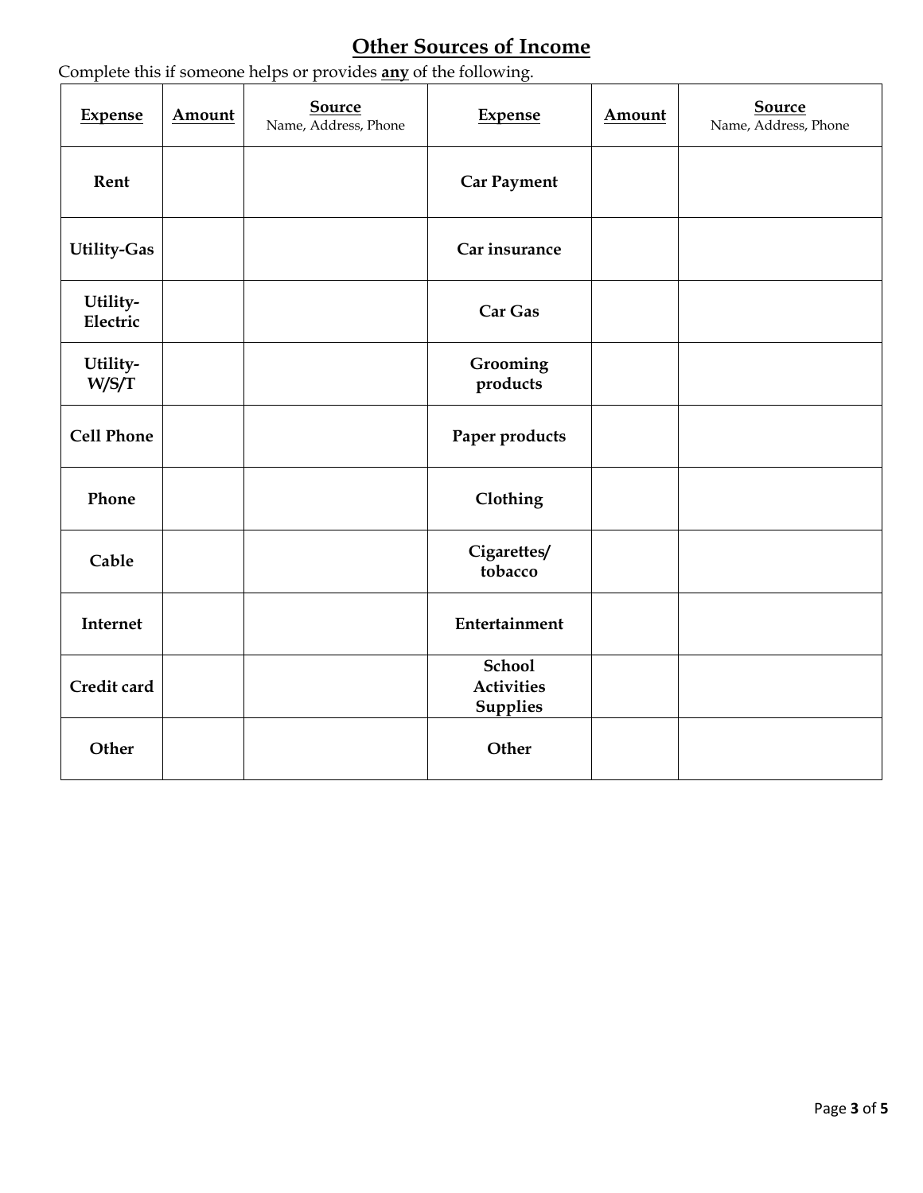## Other Sources of Income

Complete this if someone helps or provides **any** of the following.

| Expense | Amount | Source<br>Name, Address, Phone | Expense | Amount | Source<br>Name, Address, Phone |
|---|---|---|---|---|---|
| **Rent** | | | **Car Payment** | | |
| **Utility-Gas** | | | **Car insurance** | | |
| **Utility-Electric** | | | **Car Gas** | | |
| **Utility-W/S/T** | | | **Grooming products** | | |
| **Cell Phone** | | | **Paper products** | | |
| **Phone** | | | **Clothing** | | |
| **Cable** | | | **Cigarettes/ tobacco** | | |
| **Internet** | | | **Entertainment** | | |
| **Credit card** | | | **School Activities Supplies** | | |
| **Other** | | | **Other** | | |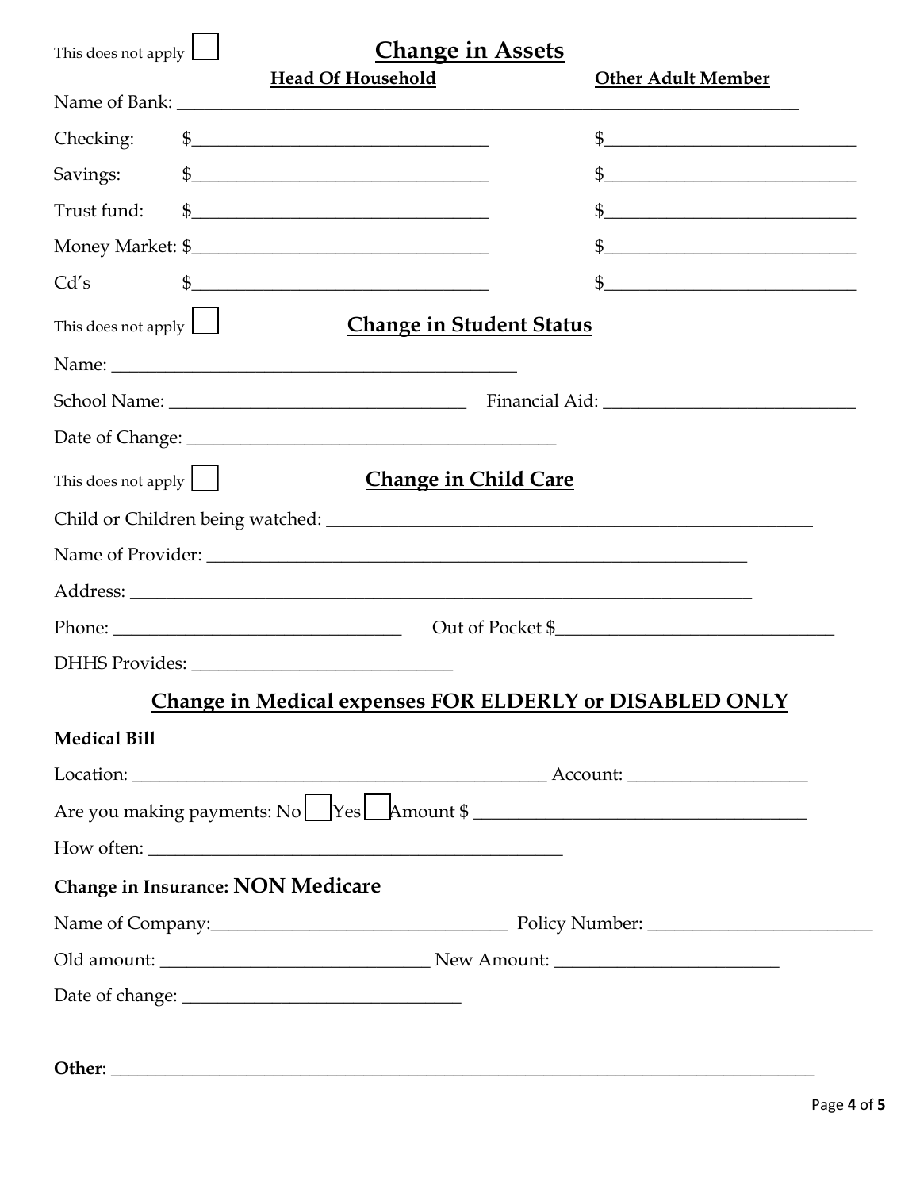This does not apply ☐

## Change in Assets

| | Head Of Household | Other Adult Member |
|---|---|---|
| Name of Bank: | | |
| Checking: | $ | $ |
| Savings: | $ | $ |
| Trust fund: | $ | $ |
| Money Market: | $ | $ |
| Cd's | $ | $ |

This does not apply ☐

## Change in Student Status

Name: ______________________________

School Name: ______________________ Financial Aid: ______________________

Date of Change: ______________________

This does not apply ☐

## Change in Child Care

Child or Children being watched: ______________________________

Name of Provider: ______________________________

Address: ______________________________

Phone: ______________________ Out of Pocket $______________________

DHHS Provides: ______________________

## Change in Medical expenses FOR ELDERLY or DISABLED ONLY

**Medical Bill**

Location: ______________________ Account: ______________________

Are you making payments: No ☐ Yes ☐ Amount $ ______________________

How often: ______________________

**Change in Insurance: NON Medicare**

Name of Company: ______________________ Policy Number: ______________________

Old amount: ______________________ New Amount: ______________________

Date of change: ______________________

**Other**: ______________________________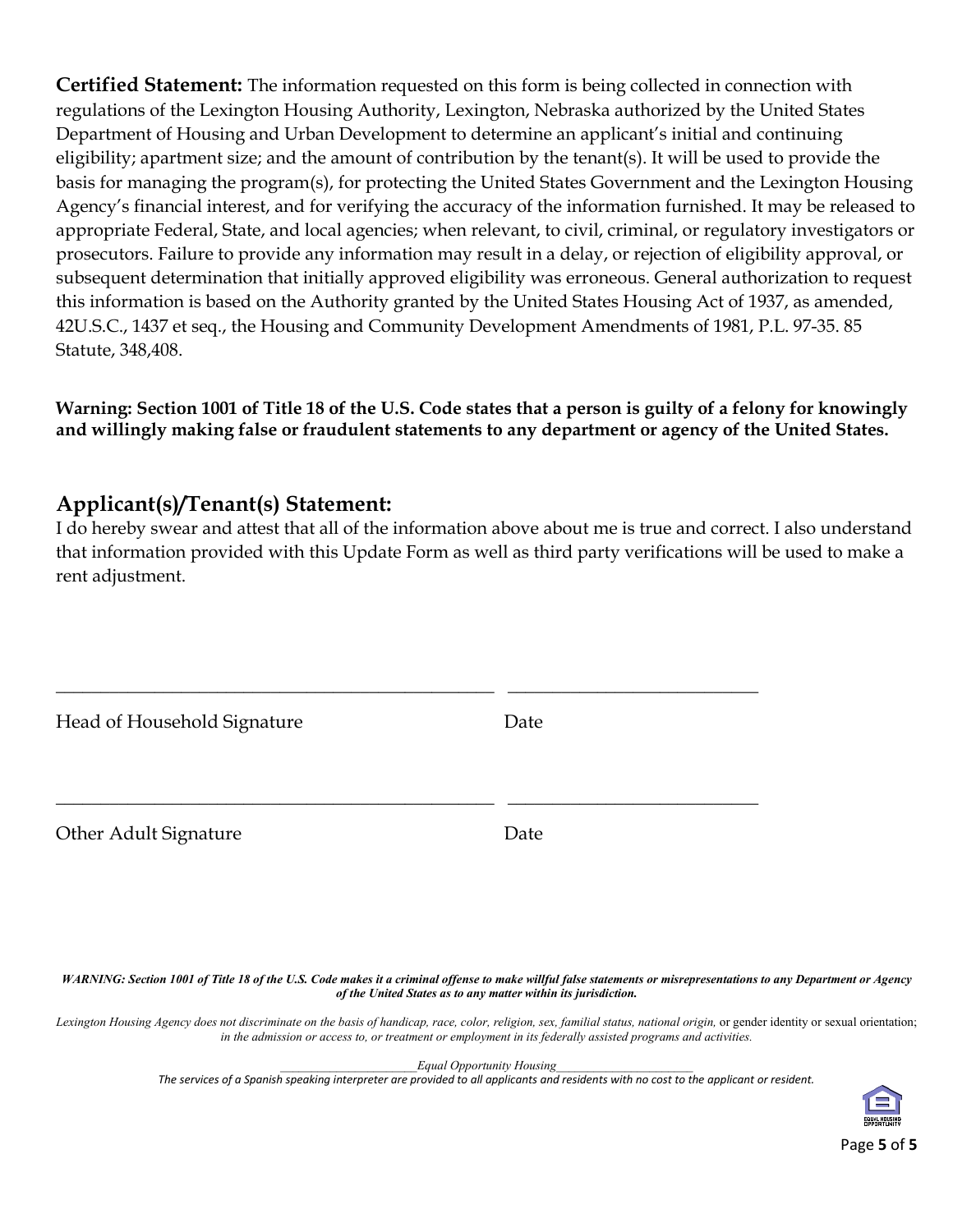**Certified Statement:** The information requested on this form is being collected in connection with regulations of the Lexington Housing Authority, Lexington, Nebraska authorized by the United States Department of Housing and Urban Development to determine an applicant's initial and continuing eligibility; apartment size; and the amount of contribution by the tenant(s). It will be used to provide the basis for managing the program(s), for protecting the United States Government and the Lexington Housing Agency's financial interest, and for verifying the accuracy of the information furnished. It may be released to appropriate Federal, State, and local agencies; when relevant, to civil, criminal, or regulatory investigators or prosecutors. Failure to provide any information may result in a delay, or rejection of eligibility approval, or subsequent determination that initially approved eligibility was erroneous. General authorization to request this information is based on the Authority granted by the United States Housing Act of 1937, as amended, 42U.S.C., 1437 et seq., the Housing and Community Development Amendments of 1981, P.L. 97-35. 85 Statute, 348,408.

**Warning: Section 1001 of Title 18 of the U.S. Code states that a person is guilty of a felony for knowingly and willingly making false or fraudulent statements to any department or agency of the United States.**

## Applicant(s)/Tenant(s) Statement:

I do hereby swear and attest that all of the information above about me is true and correct. I also understand that information provided with this Update Form as well as third party verifications will be used to make a rent adjustment.

_______________________________________________ __________________________

Head of Household Signature Date

_______________________________________________ __________________________

Other Adult Signature Date

***WARNING: Section 1001 of Title 18 of the U.S. Code makes it a criminal offense to make willful false statements or misrepresentations to any Department or Agency of the United States as to any matter within its jurisdiction.***

*Lexington Housing Agency does not discriminate on the basis of handicap, race, color, religion, sex, familial status, national origin,* or gender identity or sexual orientation; *in the admission or access to, or treatment or employment in its federally assisted programs and activities.*

*Equal Opportunity Housing*

*The services of a Spanish speaking interpreter are provided to all applicants and residents with no cost to the applicant or resident.*